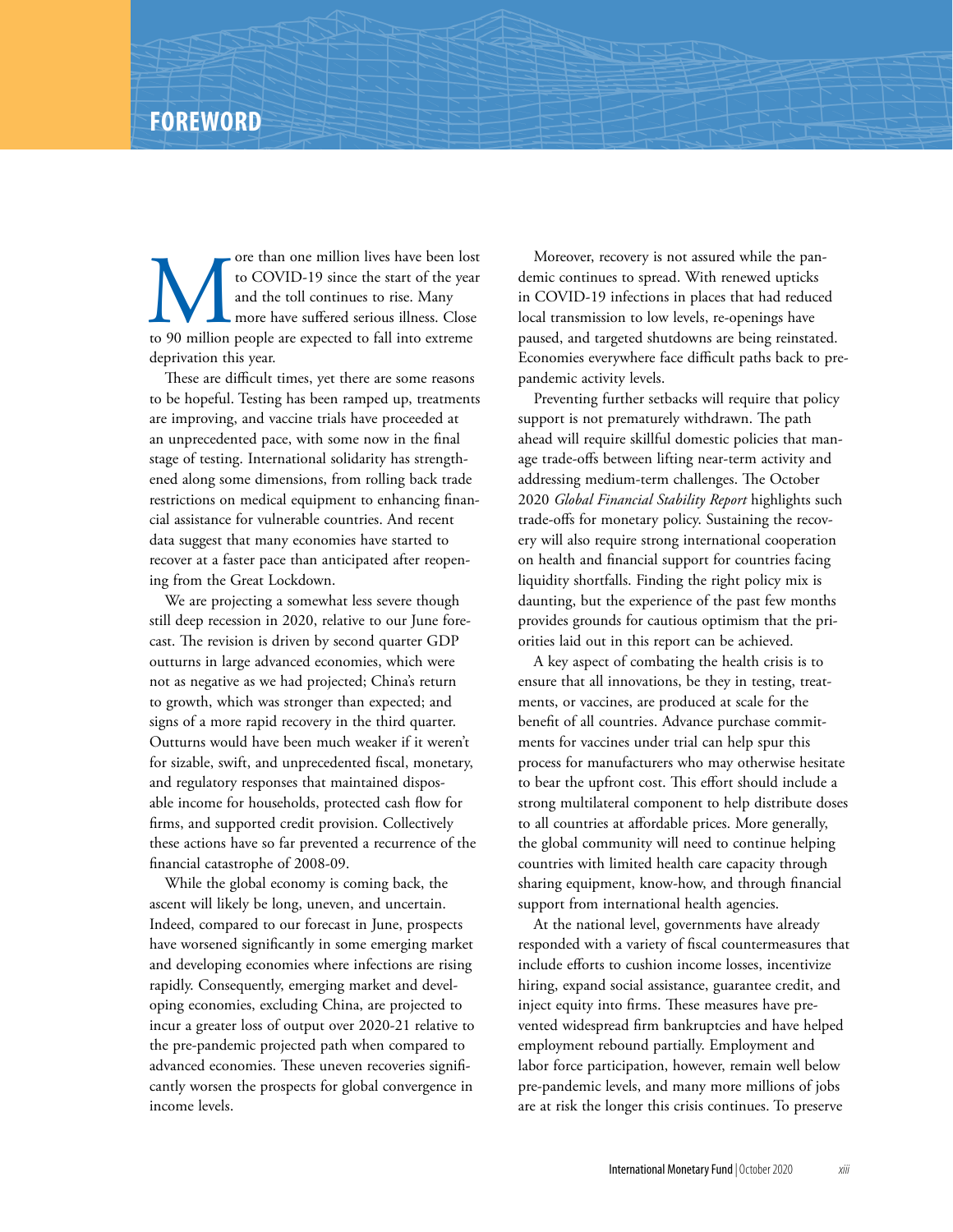# FOREWORD

More than one million lives have been lost to COVID-19 since the start of the year and the toll continues to rise. Many more have suffered serious illness. Close to 90 million people are expected to fall into extreme deprivation this year.

These are difficult times, yet there are some reasons to be hopeful. Testing has been ramped up, treatments are improving, and vaccine trials have proceeded at an unprecedented pace, with some now in the final stage of testing. International solidarity has strengthened along some dimensions, from rolling back trade restrictions on medical equipment to enhancing financial assistance for vulnerable countries. And recent data suggest that many economies have started to recover at a faster pace than anticipated after reopening from the Great Lockdown.

We are projecting a somewhat less severe though still deep recession in 2020, relative to our June forecast. The revision is driven by second quarter GDP outturns in large advanced economies, which were not as negative as we had projected; China's return to growth, which was stronger than expected; and signs of a more rapid recovery in the third quarter. Outturns would have been much weaker if it weren't for sizable, swift, and unprecedented fiscal, monetary, and regulatory responses that maintained disposable income for households, protected cash flow for firms, and supported credit provision. Collectively these actions have so far prevented a recurrence of the financial catastrophe of 2008-09.

While the global economy is coming back, the ascent will likely be long, uneven, and uncertain. Indeed, compared to our forecast in June, prospects have worsened significantly in some emerging market and developing economies where infections are rising rapidly. Consequently, emerging market and developing economies, excluding China, are projected to incur a greater loss of output over 2020-21 relative to the pre-pandemic projected path when compared to advanced economies. These uneven recoveries significantly worsen the prospects for global convergence in income levels.

Moreover, recovery is not assured while the pandemic continues to spread. With renewed upticks in COVID-19 infections in places that had reduced local transmission to low levels, re-openings have paused, and targeted shutdowns are being reinstated. Economies everywhere face difficult paths back to pre-pandemic activity levels.

Preventing further setbacks will require that policy support is not prematurely withdrawn. The path ahead will require skillful domestic policies that manage trade-offs between lifting near-term activity and addressing medium-term challenges. The October 2020 *Global Financial Stability Report* highlights such trade-offs for monetary policy. Sustaining the recovery will also require strong international cooperation on health and financial support for countries facing liquidity shortfalls. Finding the right policy mix is daunting, but the experience of the past few months provides grounds for cautious optimism that the priorities laid out in this report can be achieved.

A key aspect of combating the health crisis is to ensure that all innovations, be they in testing, treatments, or vaccines, are produced at scale for the benefit of all countries. Advance purchase commitments for vaccines under trial can help spur this process for manufacturers who may otherwise hesitate to bear the upfront cost. This effort should include a strong multilateral component to help distribute doses to all countries at affordable prices. More generally, the global community will need to continue helping countries with limited health care capacity through sharing equipment, know-how, and through financial support from international health agencies.

At the national level, governments have already responded with a variety of fiscal countermeasures that include efforts to cushion income losses, incentivize hiring, expand social assistance, guarantee credit, and inject equity into firms. These measures have prevented widespread firm bankruptcies and have helped employment rebound partially. Employment and labor force participation, however, remain well below pre-pandemic levels, and many more millions of jobs are at risk the longer this crisis continues. To preserve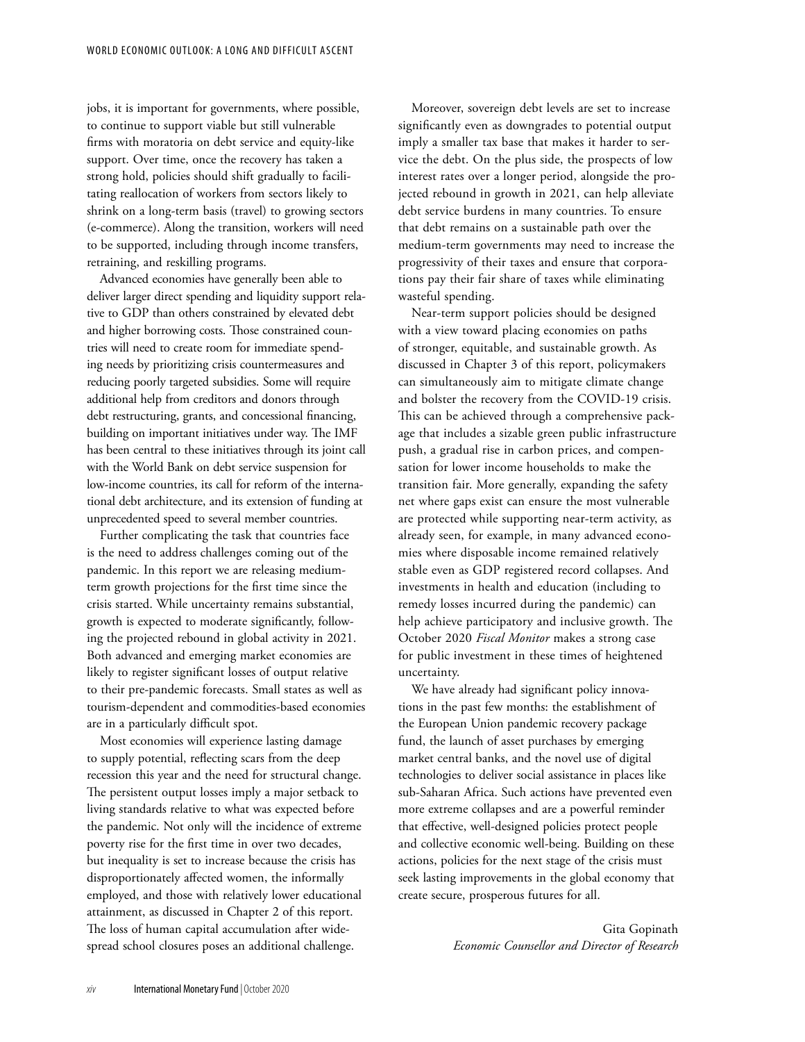jobs, it is important for governments, where possible, to continue to support viable but still vulnerable firms with moratoria on debt service and equity-like support. Over time, once the recovery has taken a strong hold, policies should shift gradually to facilitating reallocation of workers from sectors likely to shrink on a long-term basis (travel) to growing sectors (e-commerce). Along the transition, workers will need to be supported, including through income transfers, retraining, and reskilling programs.

Advanced economies have generally been able to deliver larger direct spending and liquidity support relative to GDP than others constrained by elevated debt and higher borrowing costs. Those constrained countries will need to create room for immediate spending needs by prioritizing crisis countermeasures and reducing poorly targeted subsidies. Some will require additional help from creditors and donors through debt restructuring, grants, and concessional financing, building on important initiatives under way. The IMF has been central to these initiatives through its joint call with the World Bank on debt service suspension for low-income countries, its call for reform of the international debt architecture, and its extension of funding at unprecedented speed to several member countries.

Further complicating the task that countries face is the need to address challenges coming out of the pandemic. In this report we are releasing medium-term growth projections for the first time since the crisis started. While uncertainty remains substantial, growth is expected to moderate significantly, following the projected rebound in global activity in 2021. Both advanced and emerging market economies are likely to register significant losses of output relative to their pre-pandemic forecasts. Small states as well as tourism-dependent and commodities-based economies are in a particularly difficult spot.

Most economies will experience lasting damage to supply potential, reflecting scars from the deep recession this year and the need for structural change. The persistent output losses imply a major setback to living standards relative to what was expected before the pandemic. Not only will the incidence of extreme poverty rise for the first time in over two decades, but inequality is set to increase because the crisis has disproportionately affected women, the informally employed, and those with relatively lower educational attainment, as discussed in Chapter 2 of this report. The loss of human capital accumulation after widespread school closures poses an additional challenge.

Moreover, sovereign debt levels are set to increase significantly even as downgrades to potential output imply a smaller tax base that makes it harder to service the debt. On the plus side, the prospects of low interest rates over a longer period, alongside the projected rebound in growth in 2021, can help alleviate debt service burdens in many countries. To ensure that debt remains on a sustainable path over the medium-term governments may need to increase the progressivity of their taxes and ensure that corporations pay their fair share of taxes while eliminating wasteful spending.

Near-term support policies should be designed with a view toward placing economies on paths of stronger, equitable, and sustainable growth. As discussed in Chapter 3 of this report, policymakers can simultaneously aim to mitigate climate change and bolster the recovery from the COVID-19 crisis. This can be achieved through a comprehensive package that includes a sizable green public infrastructure push, a gradual rise in carbon prices, and compensation for lower income households to make the transition fair. More generally, expanding the safety net where gaps exist can ensure the most vulnerable are protected while supporting near-term activity, as already seen, for example, in many advanced economies where disposable income remained relatively stable even as GDP registered record collapses. And investments in health and education (including to remedy losses incurred during the pandemic) can help achieve participatory and inclusive growth. The October 2020 *Fiscal Monitor* makes a strong case for public investment in these times of heightened uncertainty.

We have already had significant policy innovations in the past few months: the establishment of the European Union pandemic recovery package fund, the launch of asset purchases by emerging market central banks, and the novel use of digital technologies to deliver social assistance in places like sub-Saharan Africa. Such actions have prevented even more extreme collapses and are a powerful reminder that effective, well-designed policies protect people and collective economic well-being. Building on these actions, policies for the next stage of the crisis must seek lasting improvements in the global economy that create secure, prosperous futures for all.

Gita Gopinath
*Economic Counsellor and Director of Research*